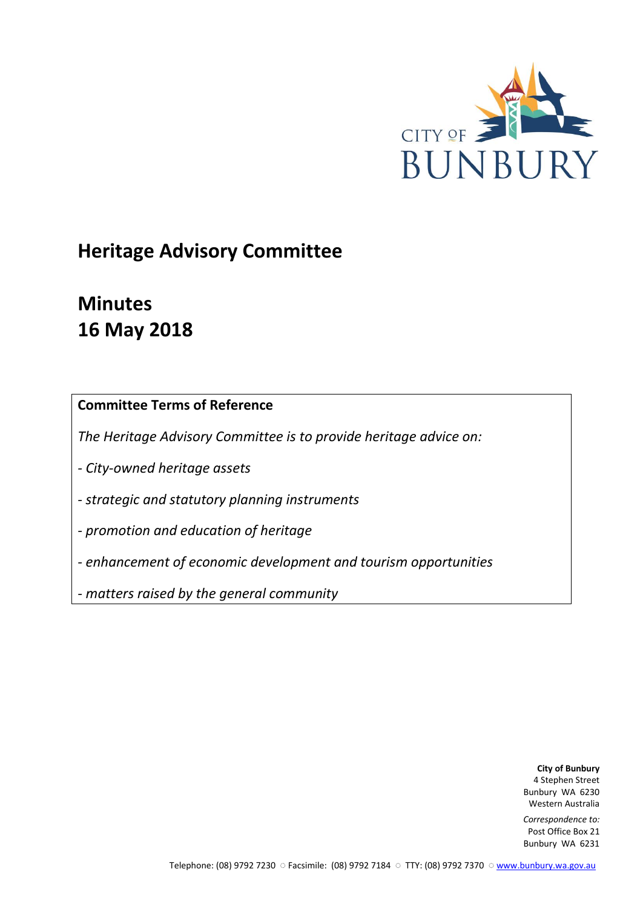CITY OF BUNBURY

# Heritage Advisory Committee

## Minutes
## 16 May 2018

**Committee Terms of Reference**

*The Heritage Advisory Committee is to provide heritage advice on:*

*- City-owned heritage assets*

*- strategic and statutory planning instruments*

*- promotion and education of heritage*

*- enhancement of economic development and tourism opportunities*

*- matters raised by the general community*

**City of Bunbury**
4 Stephen Street
Bunbury WA 6230
Western Australia

*Correspondence to:*
Post Office Box 21
Bunbury WA 6231

Telephone: (08) 9792 7230 ○ Facsimile: (08) 9792 7184 ○ TTY: (08) 9792 7370 ○ www.bunbury.wa.gov.au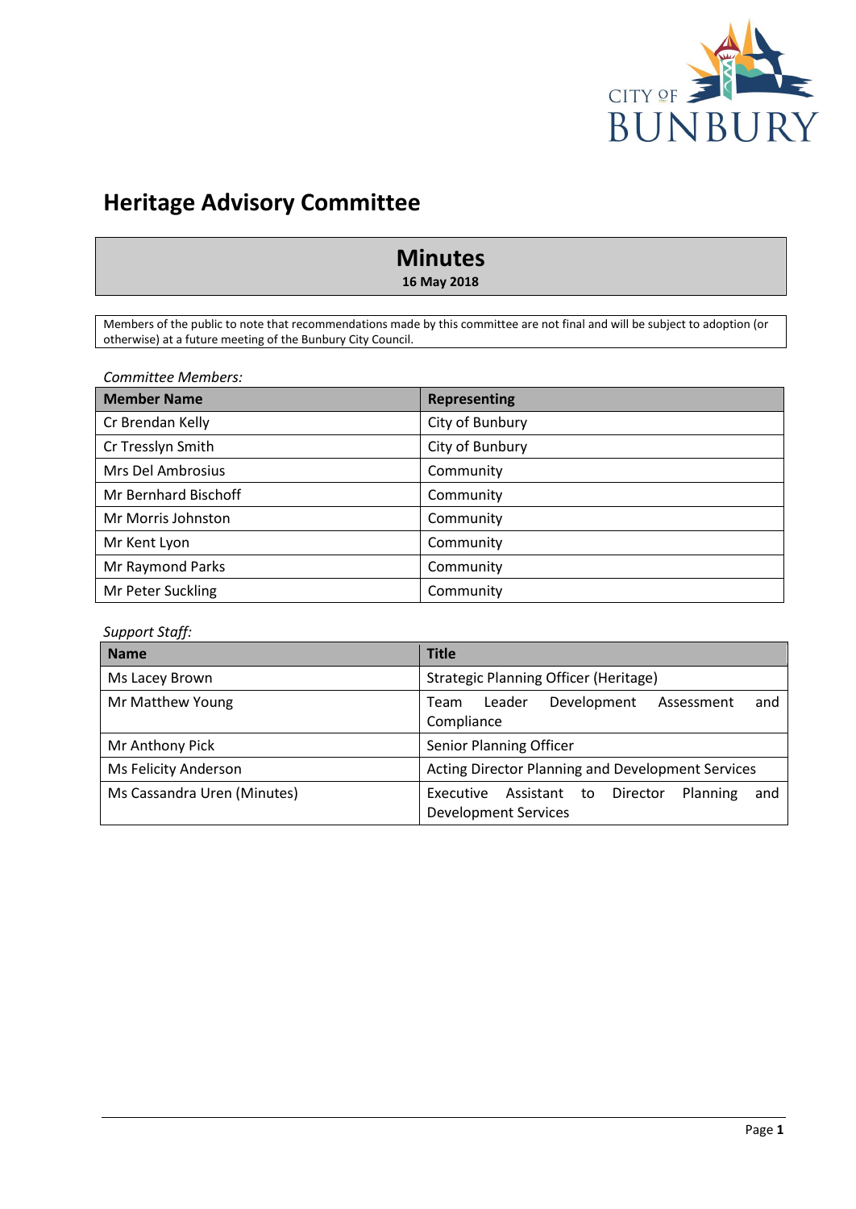# Heritage Advisory Committee

## Minutes

**16 May 2018**

Members of the public to note that recommendations made by this committee are not final and will be subject to adoption (or otherwise) at a future meeting of the Bunbury City Council.

*Committee Members:*

| Member Name | Representing |
|---|---|
| Cr Brendan Kelly | City of Bunbury |
| Cr Tresslyn Smith | City of Bunbury |
| Mrs Del Ambrosius | Community |
| Mr Bernhard Bischoff | Community |
| Mr Morris Johnston | Community |
| Mr Kent Lyon | Community |
| Mr Raymond Parks | Community |
| Mr Peter Suckling | Community |

*Support Staff:*

| Name | Title |
|---|---|
| Ms Lacey Brown | Strategic Planning Officer (Heritage) |
| Mr Matthew Young | Team Leader Development Assessment and Compliance |
| Mr Anthony Pick | Senior Planning Officer |
| Ms Felicity Anderson | Acting Director Planning and Development Services |
| Ms Cassandra Uren (Minutes) | Executive Assistant to Director Planning and Development Services |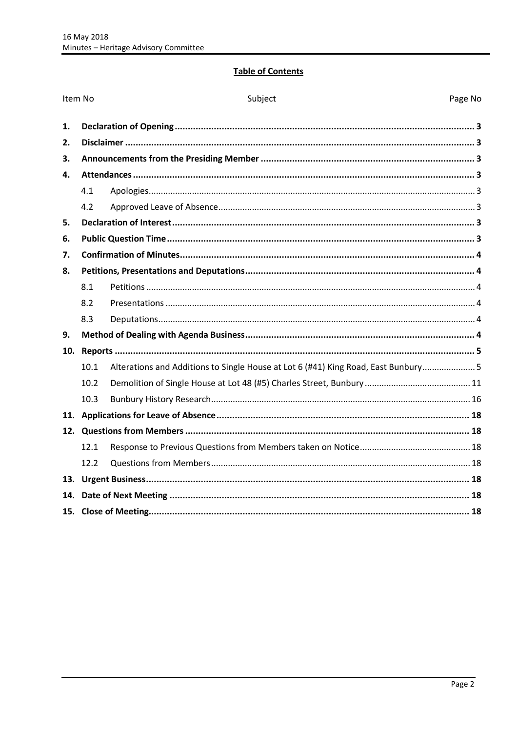## Table of Contents

| Item No | | Subject | Page No |
|---|---|---|---|
| **1.** | | **Declaration of Opening** | **3** |
| **2.** | | **Disclaimer** | **3** |
| **3.** | | **Announcements from the Presiding Member** | **3** |
| **4.** | | **Attendances** | **3** |
| | 4.1 | Apologies | 3 |
| | 4.2 | Approved Leave of Absence | 3 |
| **5.** | | **Declaration of Interest** | **3** |
| **6.** | | **Public Question Time** | **3** |
| **7.** | | **Confirmation of Minutes** | **4** |
| **8.** | | **Petitions, Presentations and Deputations** | **4** |
| | 8.1 | Petitions | 4 |
| | 8.2 | Presentations | 4 |
| | 8.3 | Deputations | 4 |
| **9.** | | **Method of Dealing with Agenda Business** | **4** |
| **10.** | | **Reports** | **5** |
| | 10.1 | Alterations and Additions to Single House at Lot 6 (#41) King Road, East Bunbury | 5 |
| | 10.2 | Demolition of Single House at Lot 48 (#5) Charles Street, Bunbury | 11 |
| | 10.3 | Bunbury History Research | 16 |
| **11.** | | **Applications for Leave of Absence** | **18** |
| **12.** | | **Questions from Members** | **18** |
| | 12.1 | Response to Previous Questions from Members taken on Notice | 18 |
| | 12.2 | Questions from Members | 18 |
| **13.** | | **Urgent Business** | **18** |
| **14.** | | **Date of Next Meeting** | **18** |
| **15.** | | **Close of Meeting** | **18** |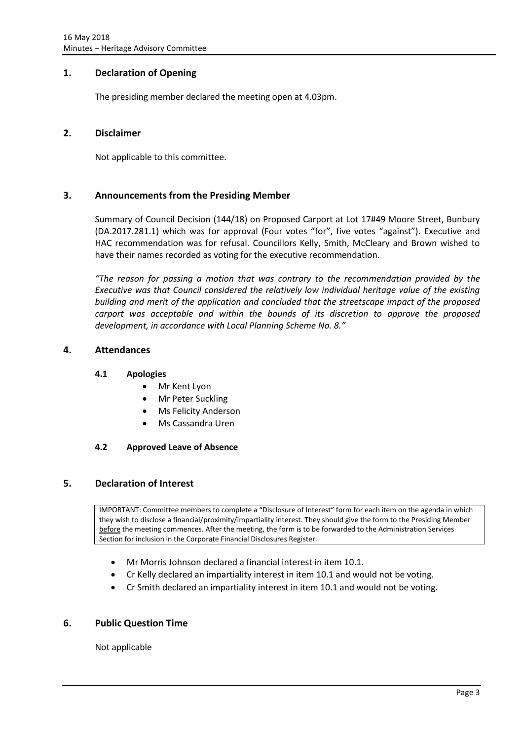## 1. Declaration of Opening

The presiding member declared the meeting open at 4.03pm.

## 2. Disclaimer

Not applicable to this committee.

## 3. Announcements from the Presiding Member

Summary of Council Decision (144/18) on Proposed Carport at Lot 17#49 Moore Street, Bunbury (DA.2017.281.1) which was for approval (Four votes "for", five votes "against"). Executive and HAC recommendation was for refusal. Councillors Kelly, Smith, McCleary and Brown wished to have their names recorded as voting for the executive recommendation.

*"The reason for passing a motion that was contrary to the recommendation provided by the Executive was that Council considered the relatively low individual heritage value of the existing building and merit of the application and concluded that the streetscape impact of the proposed carport was acceptable and within the bounds of its discretion to approve the proposed development, in accordance with Local Planning Scheme No. 8."*

## 4. Attendances

### 4.1 Apologies

- Mr Kent Lyon
- Mr Peter Suckling
- Ms Felicity Anderson
- Ms Cassandra Uren

### 4.2 Approved Leave of Absence

## 5. Declaration of Interest

IMPORTANT: Committee members to complete a "Disclosure of Interest" form for each item on the agenda in which they wish to disclose a financial/proximity/impartiality interest. They should give the form to the Presiding Member before the meeting commences. After the meeting, the form is to be forwarded to the Administration Services Section for inclusion in the Corporate Financial Disclosures Register.

- Mr Morris Johnson declared a financial interest in item 10.1.
- Cr Kelly declared an impartiality interest in item 10.1 and would not be voting.
- Cr Smith declared an impartiality interest in item 10.1 and would not be voting.

## 6. Public Question Time

Not applicable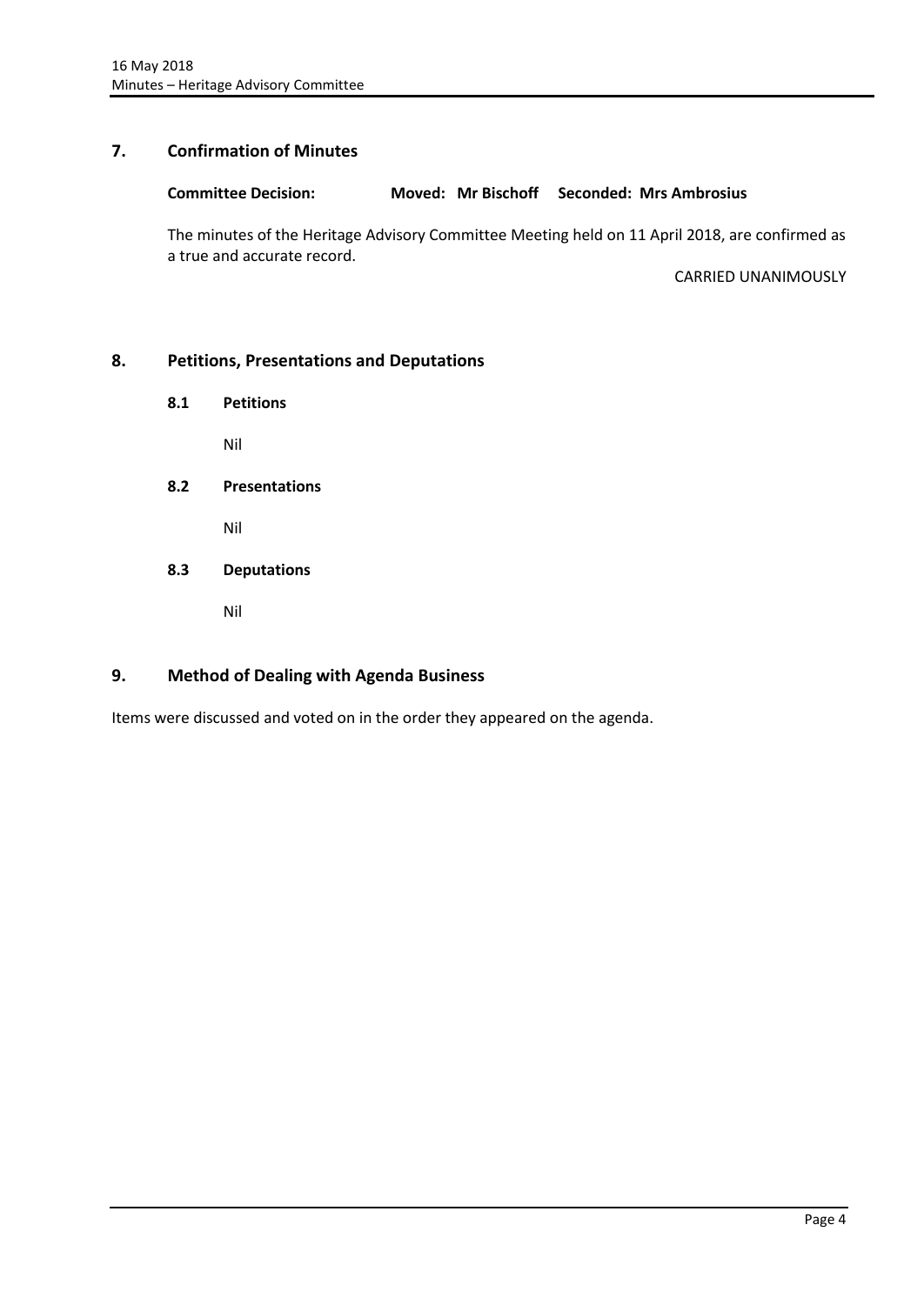## 7. Confirmation of Minutes

**Committee Decision: Moved: Mr Bischoff Seconded: Mrs Ambrosius**

The minutes of the Heritage Advisory Committee Meeting held on 11 April 2018, are confirmed as a true and accurate record.

CARRIED UNANIMOUSLY

## 8. Petitions, Presentations and Deputations

### 8.1 Petitions

Nil

### 8.2 Presentations

Nil

### 8.3 Deputations

Nil

## 9. Method of Dealing with Agenda Business

Items were discussed and voted on in the order they appeared on the agenda.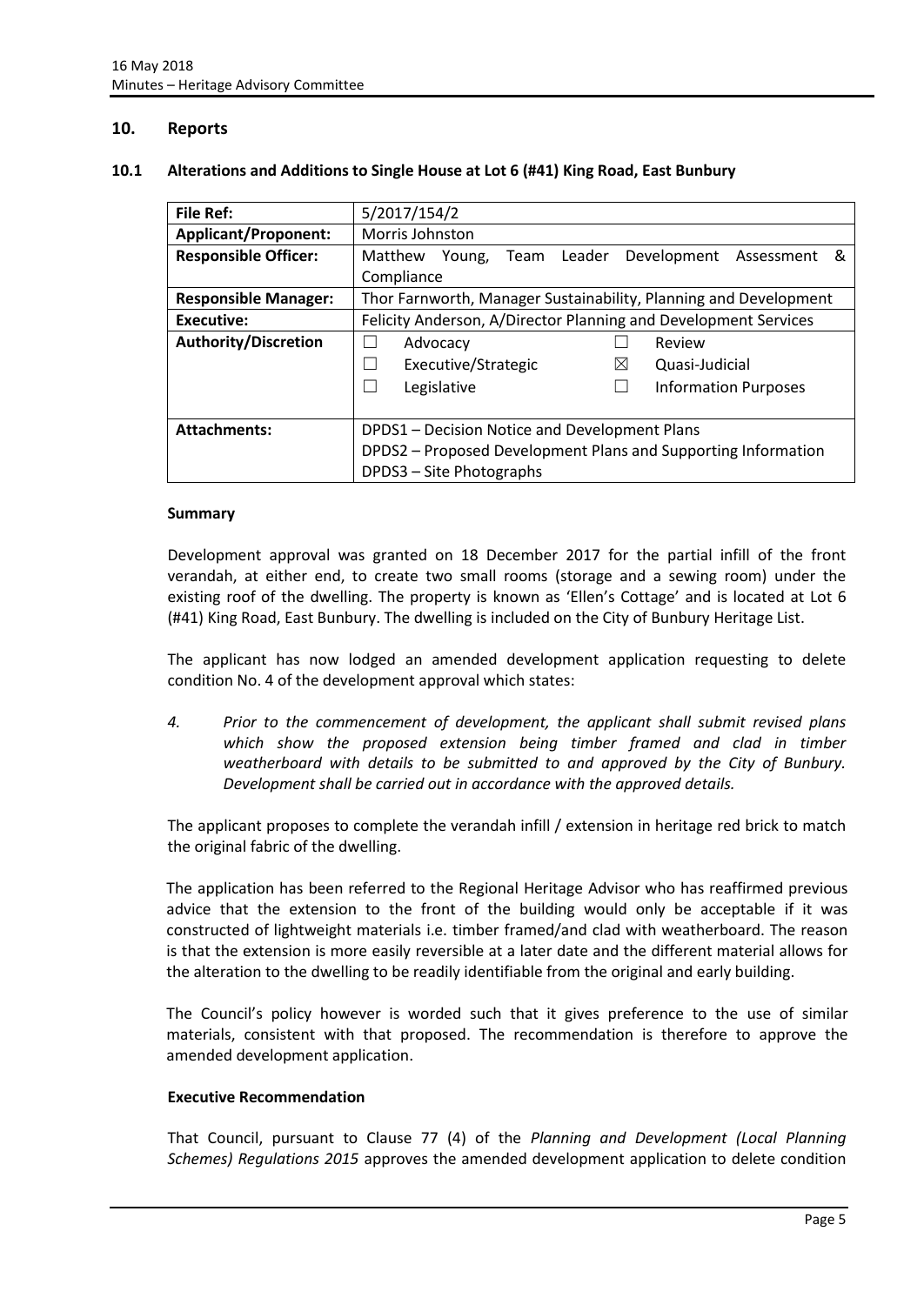## 10. Reports

### 10.1 Alterations and Additions to Single House at Lot 6 (#41) King Road, East Bunbury

| **File Ref:** | 5/2017/154/2 |
|---|---|
| **Applicant/Proponent:** | Morris Johnston |
| **Responsible Officer:** | Matthew Young, Team Leader Development Assessment & Compliance |
| **Responsible Manager:** | Thor Farnworth, Manager Sustainability, Planning and Development |
| **Executive:** | Felicity Anderson, A/Director Planning and Development Services |
| **Authority/Discretion** | ☐ Advocacy ☐ Review<br>☐ Executive/Strategic ☒ Quasi-Judicial<br>☐ Legislative ☐ Information Purposes |
| **Attachments:** | DPDS1 – Decision Notice and Development Plans<br>DPDS2 – Proposed Development Plans and Supporting Information<br>DPDS3 – Site Photographs |

**Summary**

Development approval was granted on 18 December 2017 for the partial infill of the front verandah, at either end, to create two small rooms (storage and a sewing room) under the existing roof of the dwelling. The property is known as 'Ellen's Cottage' and is located at Lot 6 (#41) King Road, East Bunbury. The dwelling is included on the City of Bunbury Heritage List.

The applicant has now lodged an amended development application requesting to delete condition No. 4 of the development approval which states:

*4. Prior to the commencement of development, the applicant shall submit revised plans which show the proposed extension being timber framed and clad in timber weatherboard with details to be submitted to and approved by the City of Bunbury. Development shall be carried out in accordance with the approved details.*

The applicant proposes to complete the verandah infill / extension in heritage red brick to match the original fabric of the dwelling.

The application has been referred to the Regional Heritage Advisor who has reaffirmed previous advice that the extension to the front of the building would only be acceptable if it was constructed of lightweight materials i.e. timber framed/and clad with weatherboard. The reason is that the extension is more easily reversible at a later date and the different material allows for the alteration to the dwelling to be readily identifiable from the original and early building.

The Council's policy however is worded such that it gives preference to the use of similar materials, consistent with that proposed. The recommendation is therefore to approve the amended development application.

**Executive Recommendation**

That Council, pursuant to Clause 77 (4) of the *Planning and Development (Local Planning Schemes) Regulations 2015* approves the amended development application to delete condition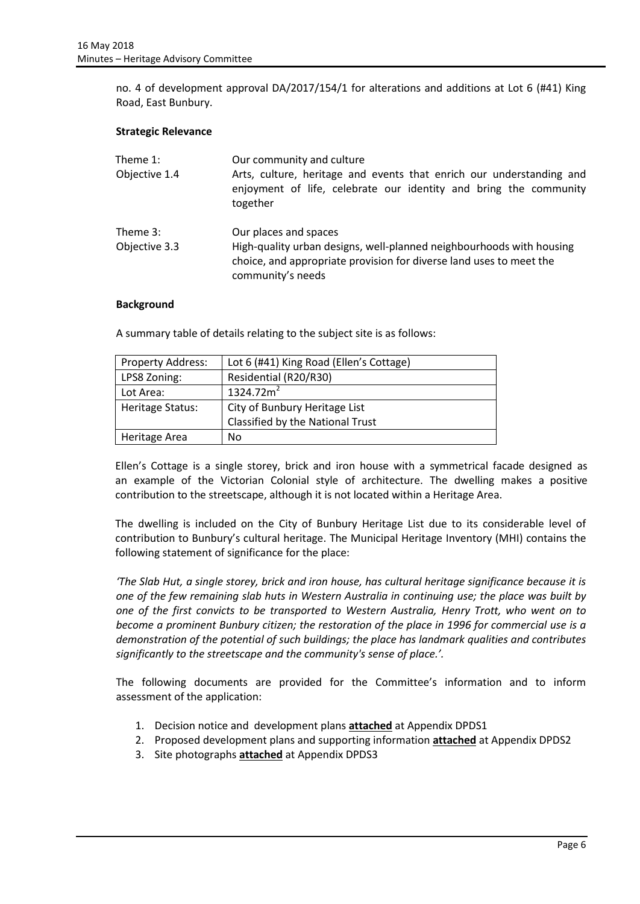no. 4 of development approval DA/2017/154/1 for alterations and additions at Lot 6 (#41) King Road, East Bunbury.

**Strategic Relevance**

| | |
|---|---|
| Theme 1: | Our community and culture |
| Objective 1.4 | Arts, culture, heritage and events that enrich our understanding and enjoyment of life, celebrate our identity and bring the community together |
| Theme 3: | Our places and spaces |
| Objective 3.3 | High-quality urban designs, well-planned neighbourhoods with housing choice, and appropriate provision for diverse land uses to meet the community's needs |

**Background**

A summary table of details relating to the subject site is as follows:

| | |
|---|---|
| Property Address: | Lot 6 (#41) King Road (Ellen's Cottage) |
| LPS8 Zoning: | Residential (R20/R30) |
| Lot Area: | 1324.72m$^2$ |
| Heritage Status: | City of Bunbury Heritage List<br>Classified by the National Trust |
| Heritage Area | No |

Ellen's Cottage is a single storey, brick and iron house with a symmetrical facade designed as an example of the Victorian Colonial style of architecture. The dwelling makes a positive contribution to the streetscape, although it is not located within a Heritage Area.

The dwelling is included on the City of Bunbury Heritage List due to its considerable level of contribution to Bunbury's cultural heritage. The Municipal Heritage Inventory (MHI) contains the following statement of significance for the place:

*'The Slab Hut, a single storey, brick and iron house, has cultural heritage significance because it is one of the few remaining slab huts in Western Australia in continuing use; the place was built by one of the first convicts to be transported to Western Australia, Henry Trott, who went on to become a prominent Bunbury citizen; the restoration of the place in 1996 for commercial use is a demonstration of the potential of such buildings; the place has landmark qualities and contributes significantly to the streetscape and the community's sense of place.'*.

The following documents are provided for the Committee's information and to inform assessment of the application:

1. Decision notice and development plans **attached** at Appendix DPDS1
2. Proposed development plans and supporting information **attached** at Appendix DPDS2
3. Site photographs **attached** at Appendix DPDS3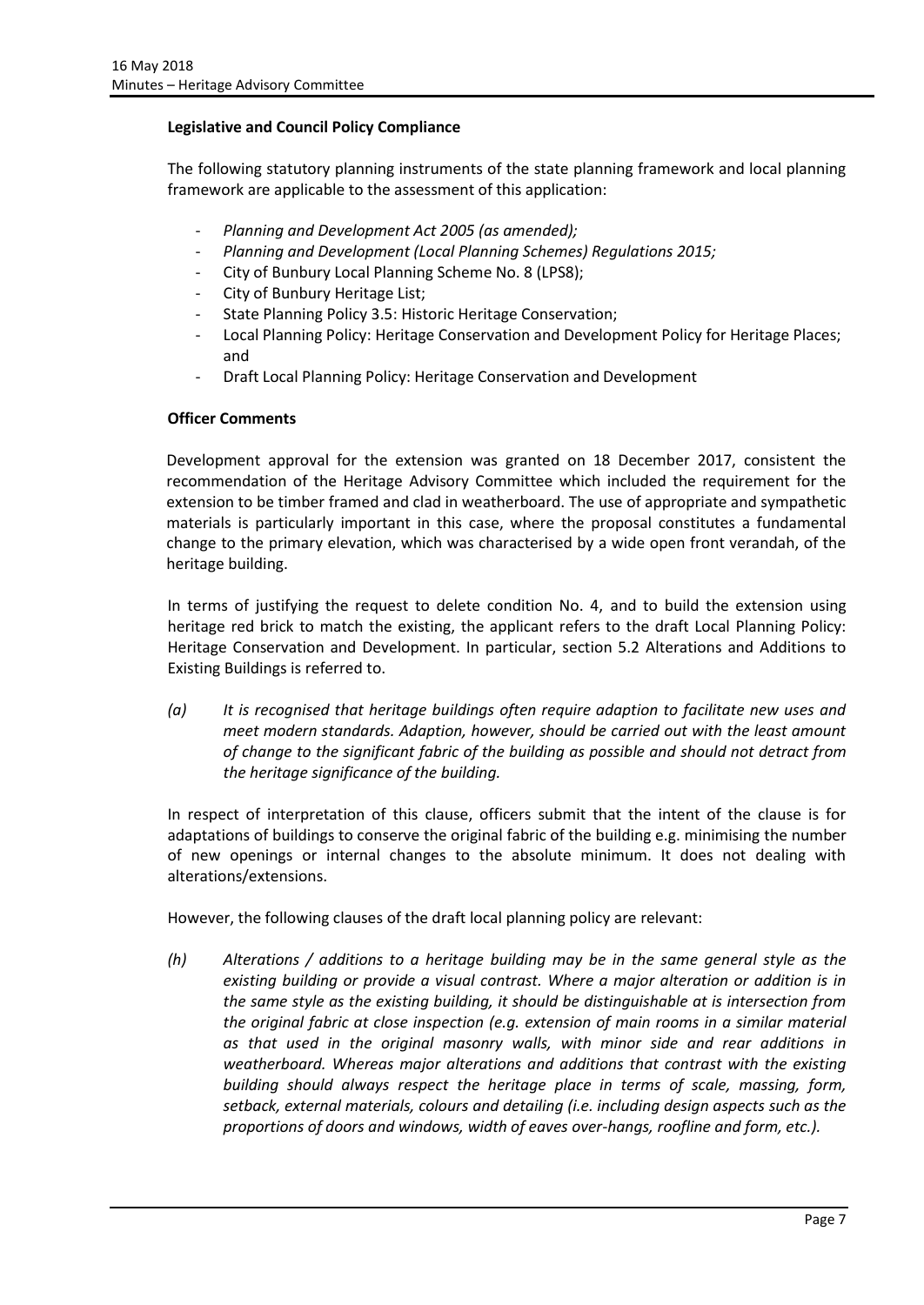**Legislative and Council Policy Compliance**

The following statutory planning instruments of the state planning framework and local planning framework are applicable to the assessment of this application:

- *Planning and Development Act 2005 (as amended);*
- *Planning and Development (Local Planning Schemes) Regulations 2015;*
- City of Bunbury Local Planning Scheme No. 8 (LPS8);
- City of Bunbury Heritage List;
- State Planning Policy 3.5: Historic Heritage Conservation;
- Local Planning Policy: Heritage Conservation and Development Policy for Heritage Places; and
- Draft Local Planning Policy: Heritage Conservation and Development

**Officer Comments**

Development approval for the extension was granted on 18 December 2017, consistent the recommendation of the Heritage Advisory Committee which included the requirement for the extension to be timber framed and clad in weatherboard. The use of appropriate and sympathetic materials is particularly important in this case, where the proposal constitutes a fundamental change to the primary elevation, which was characterised by a wide open front verandah, of the heritage building.

In terms of justifying the request to delete condition No. 4, and to build the extension using heritage red brick to match the existing, the applicant refers to the draft Local Planning Policy: Heritage Conservation and Development. In particular, section 5.2 Alterations and Additions to Existing Buildings is referred to.

*(a) It is recognised that heritage buildings often require adaption to facilitate new uses and meet modern standards. Adaption, however, should be carried out with the least amount of change to the significant fabric of the building as possible and should not detract from the heritage significance of the building.*

In respect of interpretation of this clause, officers submit that the intent of the clause is for adaptations of buildings to conserve the original fabric of the building e.g. minimising the number of new openings or internal changes to the absolute minimum. It does not dealing with alterations/extensions.

However, the following clauses of the draft local planning policy are relevant:

*(h) Alterations / additions to a heritage building may be in the same general style as the existing building or provide a visual contrast. Where a major alteration or addition is in the same style as the existing building, it should be distinguishable at is intersection from the original fabric at close inspection (e.g. extension of main rooms in a similar material as that used in the original masonry walls, with minor side and rear additions in weatherboard. Whereas major alterations and additions that contrast with the existing building should always respect the heritage place in terms of scale, massing, form, setback, external materials, colours and detailing (i.e. including design aspects such as the proportions of doors and windows, width of eaves over-hangs, roofline and form, etc.).*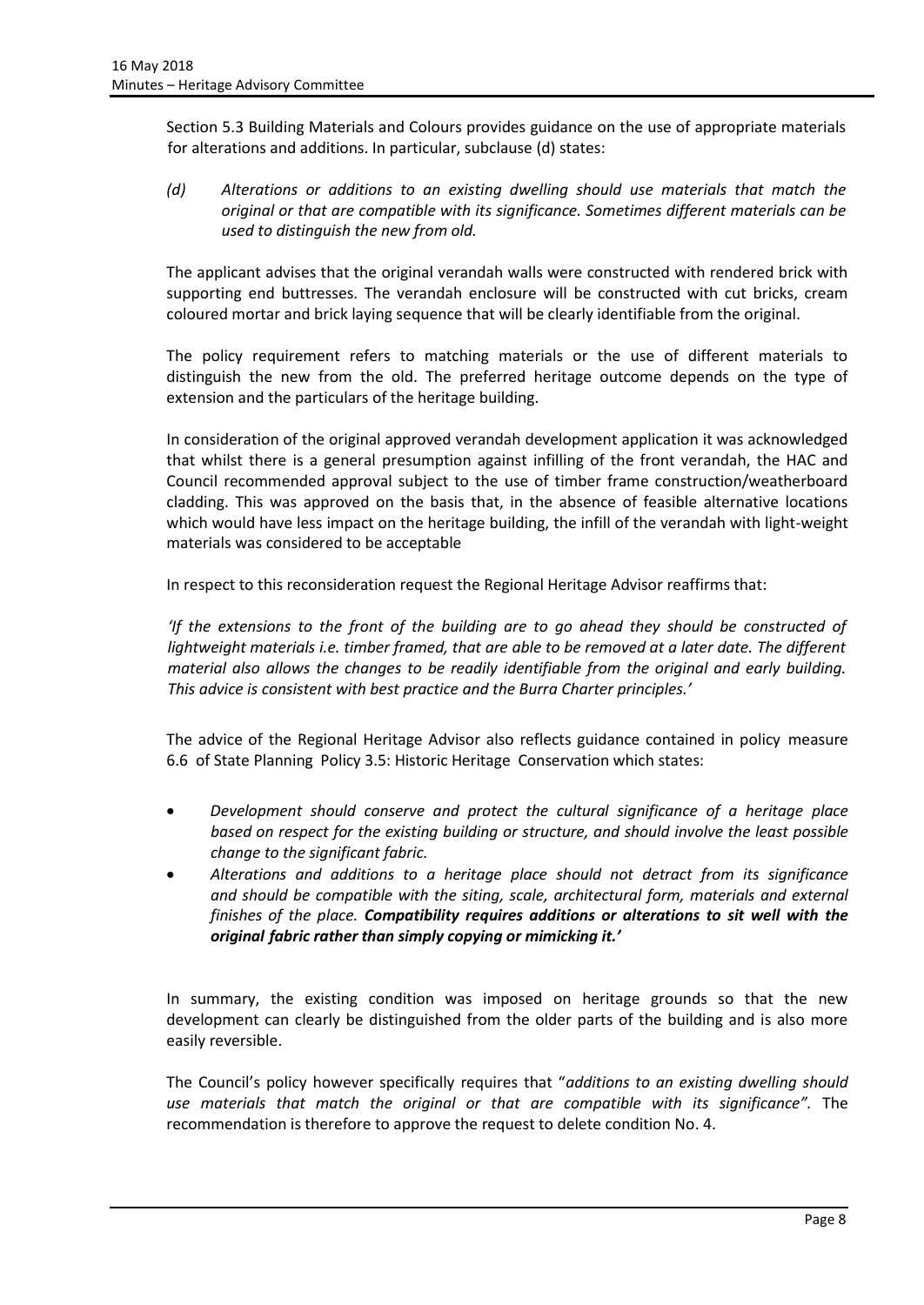Section 5.3 Building Materials and Colours provides guidance on the use of appropriate materials for alterations and additions. In particular, subclause (d) states:

*(d) Alterations or additions to an existing dwelling should use materials that match the original or that are compatible with its significance. Sometimes different materials can be used to distinguish the new from old.*

The applicant advises that the original verandah walls were constructed with rendered brick with supporting end buttresses. The verandah enclosure will be constructed with cut bricks, cream coloured mortar and brick laying sequence that will be clearly identifiable from the original.

The policy requirement refers to matching materials or the use of different materials to distinguish the new from the old. The preferred heritage outcome depends on the type of extension and the particulars of the heritage building.

In consideration of the original approved verandah development application it was acknowledged that whilst there is a general presumption against infilling of the front verandah, the HAC and Council recommended approval subject to the use of timber frame construction/weatherboard cladding. This was approved on the basis that, in the absence of feasible alternative locations which would have less impact on the heritage building, the infill of the verandah with light-weight materials was considered to be acceptable

In respect to this reconsideration request the Regional Heritage Advisor reaffirms that:

*'If the extensions to the front of the building are to go ahead they should be constructed of lightweight materials i.e. timber framed, that are able to be removed at a later date. The different material also allows the changes to be readily identifiable from the original and early building. This advice is consistent with best practice and the Burra Charter principles.'*

The advice of the Regional Heritage Advisor also reflects guidance contained in policy measure 6.6 of State Planning Policy 3.5: Historic Heritage Conservation which states:

- *Development should conserve and protect the cultural significance of a heritage place based on respect for the existing building or structure, and should involve the least possible change to the significant fabric.*
- *Alterations and additions to a heritage place should not detract from its significance and should be compatible with the siting, scale, architectural form, materials and external finishes of the place.* ***Compatibility requires additions or alterations to sit well with the original fabric rather than simply copying or mimicking it.'***

In summary, the existing condition was imposed on heritage grounds so that the new development can clearly be distinguished from the older parts of the building and is also more easily reversible.

The Council's policy however specifically requires that "*additions to an existing dwelling should use materials that match the original or that are compatible with its significance".* The recommendation is therefore to approve the request to delete condition No. 4.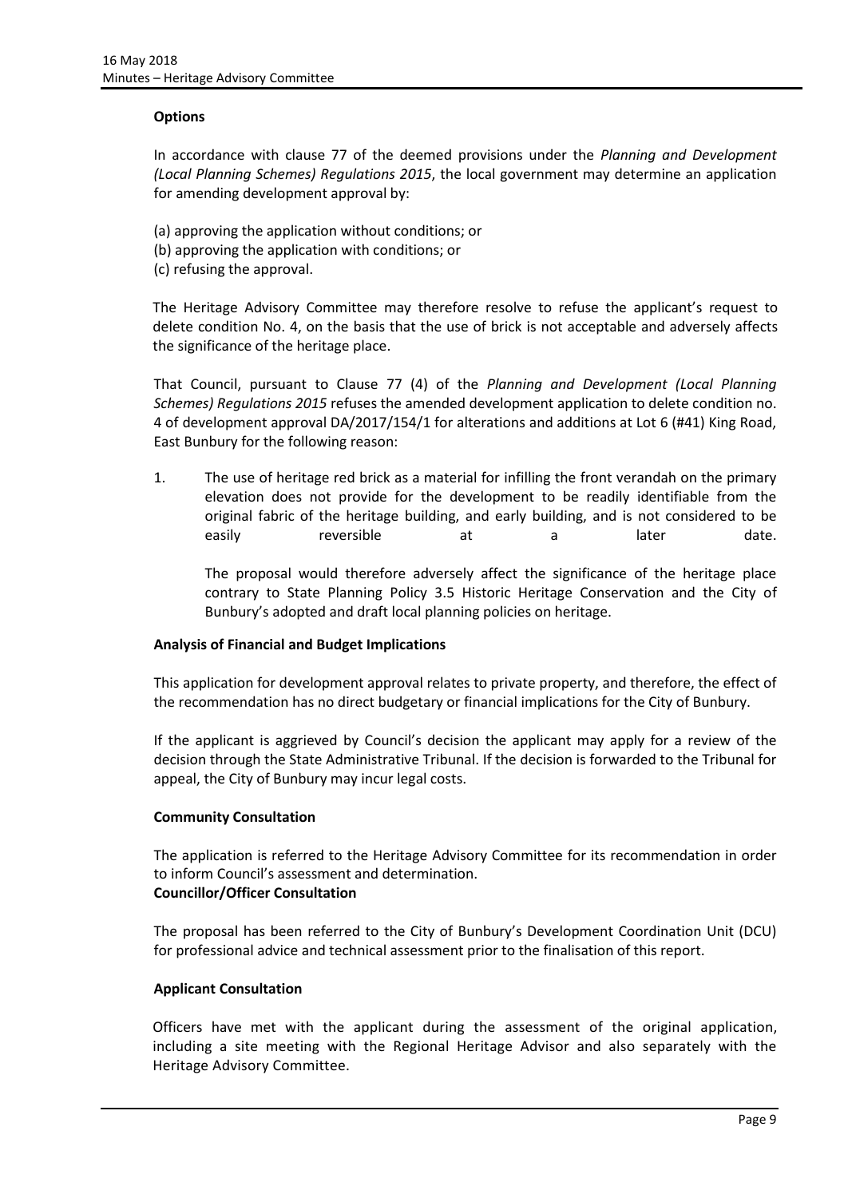**Options**

In accordance with clause 77 of the deemed provisions under the *Planning and Development (Local Planning Schemes) Regulations 2015*, the local government may determine an application for amending development approval by:

(a) approving the application without conditions; or
(b) approving the application with conditions; or
(c) refusing the approval.

The Heritage Advisory Committee may therefore resolve to refuse the applicant's request to delete condition No. 4, on the basis that the use of brick is not acceptable and adversely affects the significance of the heritage place.

That Council, pursuant to Clause 77 (4) of the *Planning and Development (Local Planning Schemes) Regulations 2015* refuses the amended development application to delete condition no. 4 of development approval DA/2017/154/1 for alterations and additions at Lot 6 (#41) King Road, East Bunbury for the following reason:

1. The use of heritage red brick as a material for infilling the front verandah on the primary elevation does not provide for the development to be readily identifiable from the original fabric of the heritage building, and early building, and is not considered to be easily reversible at a later date.

   The proposal would therefore adversely affect the significance of the heritage place contrary to State Planning Policy 3.5 Historic Heritage Conservation and the City of Bunbury's adopted and draft local planning policies on heritage.

**Analysis of Financial and Budget Implications**

This application for development approval relates to private property, and therefore, the effect of the recommendation has no direct budgetary or financial implications for the City of Bunbury.

If the applicant is aggrieved by Council's decision the applicant may apply for a review of the decision through the State Administrative Tribunal. If the decision is forwarded to the Tribunal for appeal, the City of Bunbury may incur legal costs.

**Community Consultation**

The application is referred to the Heritage Advisory Committee for its recommendation in order to inform Council's assessment and determination.

**Councillor/Officer Consultation**

The proposal has been referred to the City of Bunbury's Development Coordination Unit (DCU) for professional advice and technical assessment prior to the finalisation of this report.

**Applicant Consultation**

Officers have met with the applicant during the assessment of the original application, including a site meeting with the Regional Heritage Advisor and also separately with the Heritage Advisory Committee.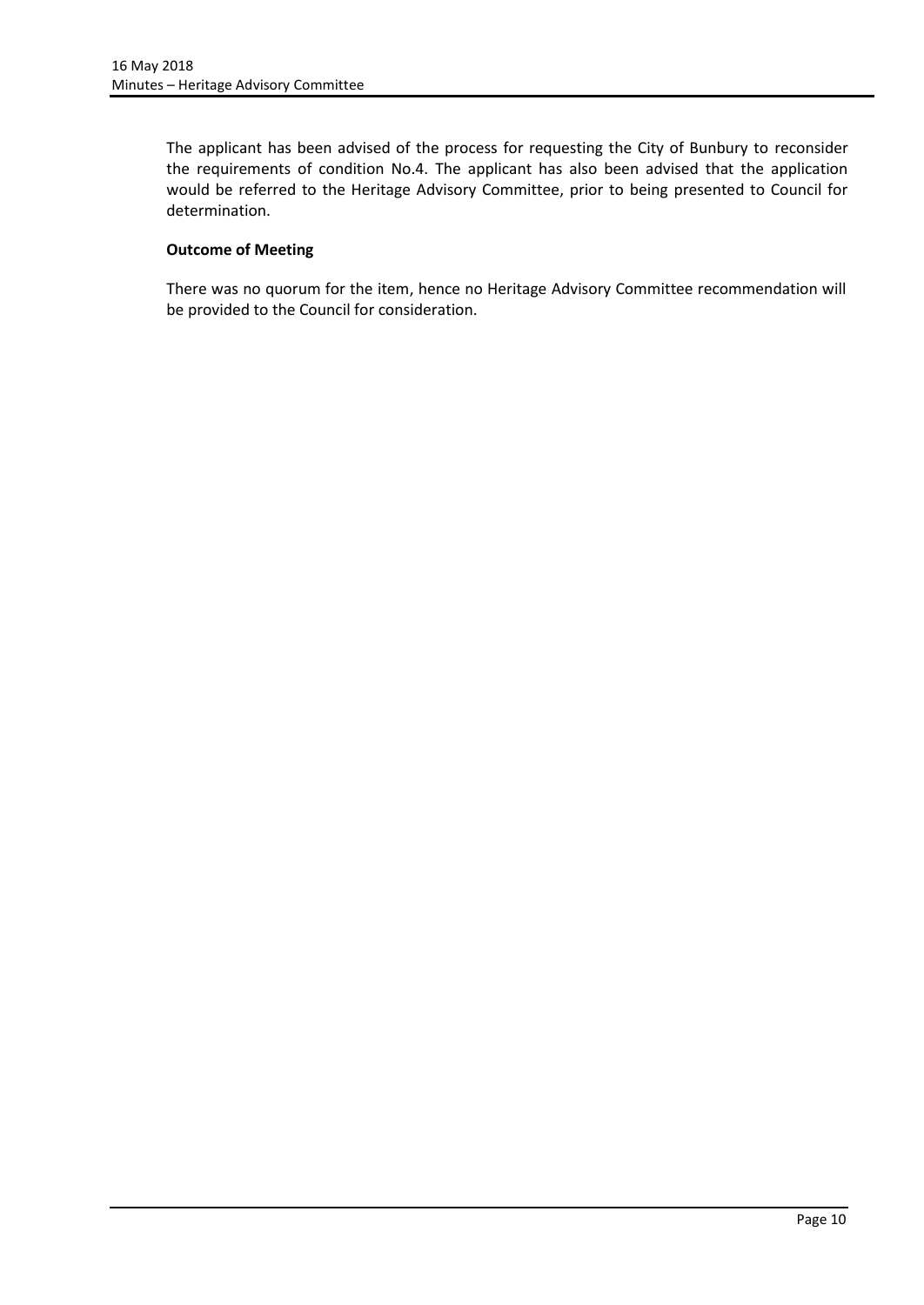The applicant has been advised of the process for requesting the City of Bunbury to reconsider the requirements of condition No.4. The applicant has also been advised that the application would be referred to the Heritage Advisory Committee, prior to being presented to Council for determination.

**Outcome of Meeting**

There was no quorum for the item, hence no Heritage Advisory Committee recommendation will be provided to the Council for consideration.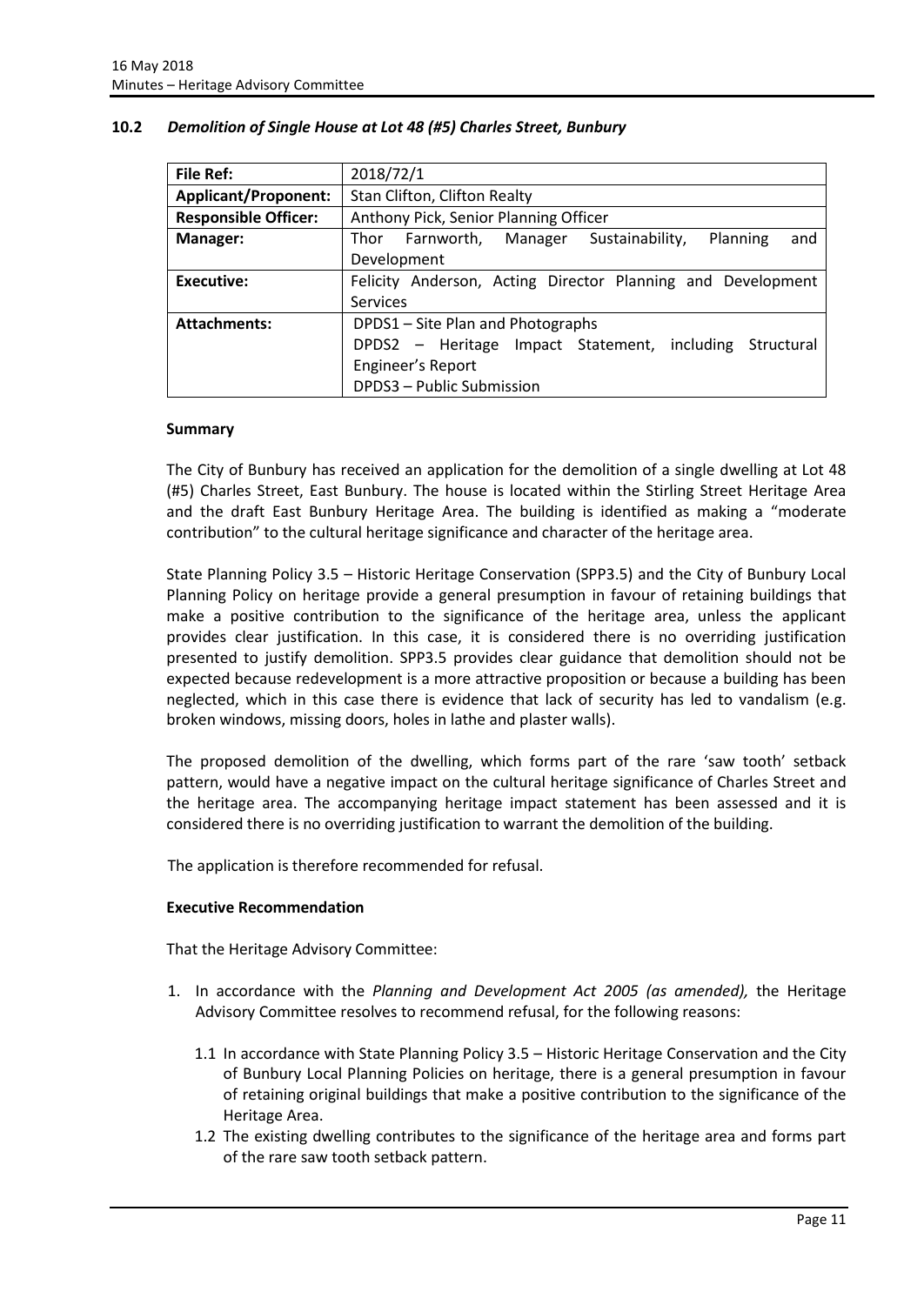## 10.2 *Demolition of Single House at Lot 48 (#5) Charles Street, Bunbury*

| **File Ref:** | 2018/72/1 |
|---|---|
| **Applicant/Proponent:** | Stan Clifton, Clifton Realty |
| **Responsible Officer:** | Anthony Pick, Senior Planning Officer |
| **Manager:** | Thor Farnworth, Manager Sustainability, Planning and Development |
| **Executive:** | Felicity Anderson, Acting Director Planning and Development Services |
| **Attachments:** | DPDS1 – Site Plan and Photographs<br>DPDS2 – Heritage Impact Statement, including Structural Engineer's Report<br>DPDS3 – Public Submission |

### Summary

The City of Bunbury has received an application for the demolition of a single dwelling at Lot 48 (#5) Charles Street, East Bunbury. The house is located within the Stirling Street Heritage Area and the draft East Bunbury Heritage Area. The building is identified as making a "moderate contribution" to the cultural heritage significance and character of the heritage area.

State Planning Policy 3.5 – Historic Heritage Conservation (SPP3.5) and the City of Bunbury Local Planning Policy on heritage provide a general presumption in favour of retaining buildings that make a positive contribution to the significance of the heritage area, unless the applicant provides clear justification. In this case, it is considered there is no overriding justification presented to justify demolition. SPP3.5 provides clear guidance that demolition should not be expected because redevelopment is a more attractive proposition or because a building has been neglected, which in this case there is evidence that lack of security has led to vandalism (e.g. broken windows, missing doors, holes in lathe and plaster walls).

The proposed demolition of the dwelling, which forms part of the rare 'saw tooth' setback pattern, would have a negative impact on the cultural heritage significance of Charles Street and the heritage area. The accompanying heritage impact statement has been assessed and it is considered there is no overriding justification to warrant the demolition of the building.

The application is therefore recommended for refusal.

### Executive Recommendation

That the Heritage Advisory Committee:

1. In accordance with the *Planning and Development Act 2005 (as amended),* the Heritage Advisory Committee resolves to recommend refusal, for the following reasons:

   1.1 In accordance with State Planning Policy 3.5 – Historic Heritage Conservation and the City of Bunbury Local Planning Policies on heritage, there is a general presumption in favour of retaining original buildings that make a positive contribution to the significance of the Heritage Area.

   1.2 The existing dwelling contributes to the significance of the heritage area and forms part of the rare saw tooth setback pattern.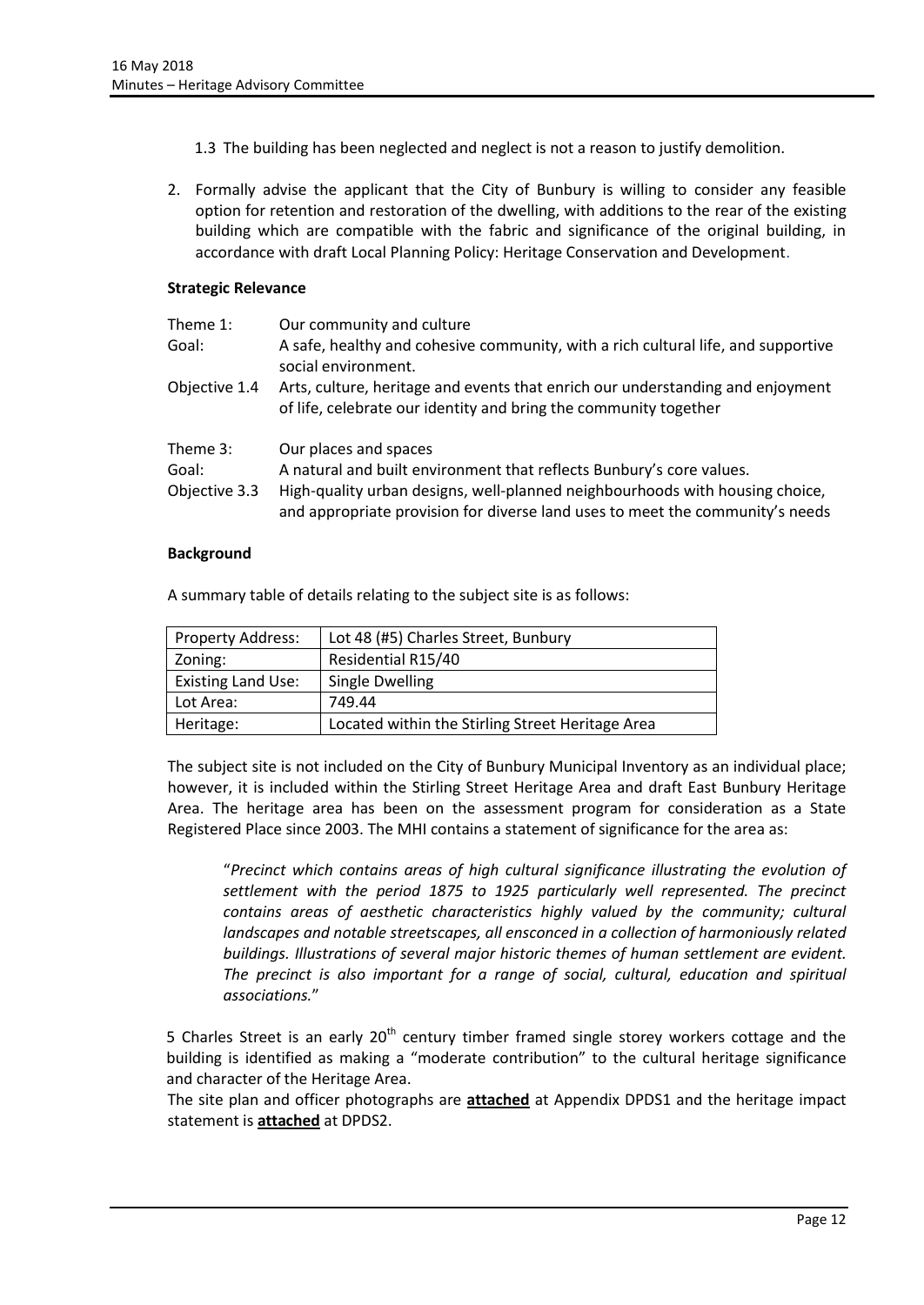1.3 The building has been neglected and neglect is not a reason to justify demolition.

2. Formally advise the applicant that the City of Bunbury is willing to consider any feasible option for retention and restoration of the dwelling, with additions to the rear of the existing building which are compatible with the fabric and significance of the original building, in accordance with draft Local Planning Policy: Heritage Conservation and Development.

**Strategic Relevance**

| | |
|---|---|
| Theme 1: | Our community and culture |
| Goal: | A safe, healthy and cohesive community, with a rich cultural life, and supportive social environment. |
| Objective 1.4 | Arts, culture, heritage and events that enrich our understanding and enjoyment of life, celebrate our identity and bring the community together |
| Theme 3: | Our places and spaces |
| Goal: | A natural and built environment that reflects Bunbury's core values. |
| Objective 3.3 | High-quality urban designs, well-planned neighbourhoods with housing choice, and appropriate provision for diverse land uses to meet the community's needs |

**Background**

A summary table of details relating to the subject site is as follows:

| Property Address: | Lot 48 (#5) Charles Street, Bunbury |
|---|---|
| Zoning: | Residential R15/40 |
| Existing Land Use: | Single Dwelling |
| Lot Area: | 749.44 |
| Heritage: | Located within the Stirling Street Heritage Area |

The subject site is not included on the City of Bunbury Municipal Inventory as an individual place; however, it is included within the Stirling Street Heritage Area and draft East Bunbury Heritage Area. The heritage area has been on the assessment program for consideration as a State Registered Place since 2003. The MHI contains a statement of significance for the area as:

> "*Precinct which contains areas of high cultural significance illustrating the evolution of settlement with the period 1875 to 1925 particularly well represented. The precinct contains areas of aesthetic characteristics highly valued by the community; cultural landscapes and notable streetscapes, all ensconced in a collection of harmoniously related buildings. Illustrations of several major historic themes of human settlement are evident. The precinct is also important for a range of social, cultural, education and spiritual associations.*"

5 Charles Street is an early 20th century timber framed single storey workers cottage and the building is identified as making a "moderate contribution" to the cultural heritage significance and character of the Heritage Area.

The site plan and officer photographs are **attached** at Appendix DPDS1 and the heritage impact statement is **attached** at DPDS2.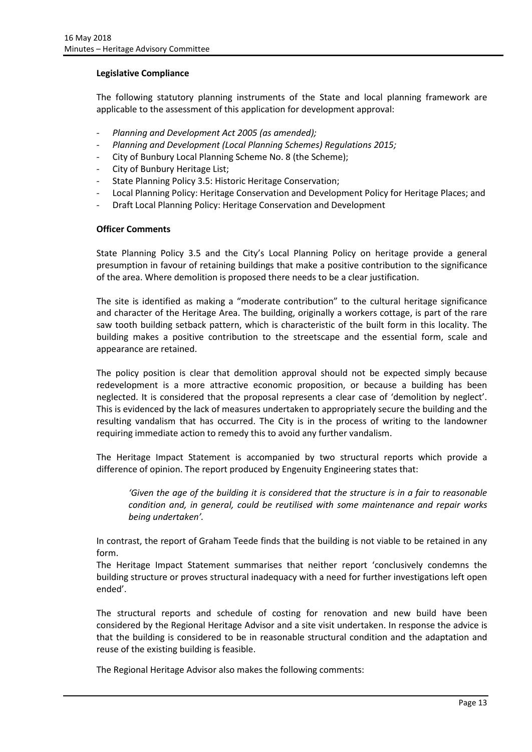**Legislative Compliance**

The following statutory planning instruments of the State and local planning framework are applicable to the assessment of this application for development approval:

- *Planning and Development Act 2005 (as amended);*
- *Planning and Development (Local Planning Schemes) Regulations 2015;*
- City of Bunbury Local Planning Scheme No. 8 (the Scheme);
- City of Bunbury Heritage List;
- State Planning Policy 3.5: Historic Heritage Conservation;
- Local Planning Policy: Heritage Conservation and Development Policy for Heritage Places; and
- Draft Local Planning Policy: Heritage Conservation and Development

**Officer Comments**

State Planning Policy 3.5 and the City's Local Planning Policy on heritage provide a general presumption in favour of retaining buildings that make a positive contribution to the significance of the area. Where demolition is proposed there needs to be a clear justification.

The site is identified as making a "moderate contribution" to the cultural heritage significance and character of the Heritage Area. The building, originally a workers cottage, is part of the rare saw tooth building setback pattern, which is characteristic of the built form in this locality. The building makes a positive contribution to the streetscape and the essential form, scale and appearance are retained.

The policy position is clear that demolition approval should not be expected simply because redevelopment is a more attractive economic proposition, or because a building has been neglected. It is considered that the proposal represents a clear case of 'demolition by neglect'. This is evidenced by the lack of measures undertaken to appropriately secure the building and the resulting vandalism that has occurred. The City is in the process of writing to the landowner requiring immediate action to remedy this to avoid any further vandalism.

The Heritage Impact Statement is accompanied by two structural reports which provide a difference of opinion. The report produced by Engenuity Engineering states that:

> *'Given the age of the building it is considered that the structure is in a fair to reasonable condition and, in general, could be reutilised with some maintenance and repair works being undertaken'.*

In contrast, the report of Graham Teede finds that the building is not viable to be retained in any form.

The Heritage Impact Statement summarises that neither report 'conclusively condemns the building structure or proves structural inadequacy with a need for further investigations left open ended'.

The structural reports and schedule of costing for renovation and new build have been considered by the Regional Heritage Advisor and a site visit undertaken. In response the advice is that the building is considered to be in reasonable structural condition and the adaptation and reuse of the existing building is feasible.

The Regional Heritage Advisor also makes the following comments: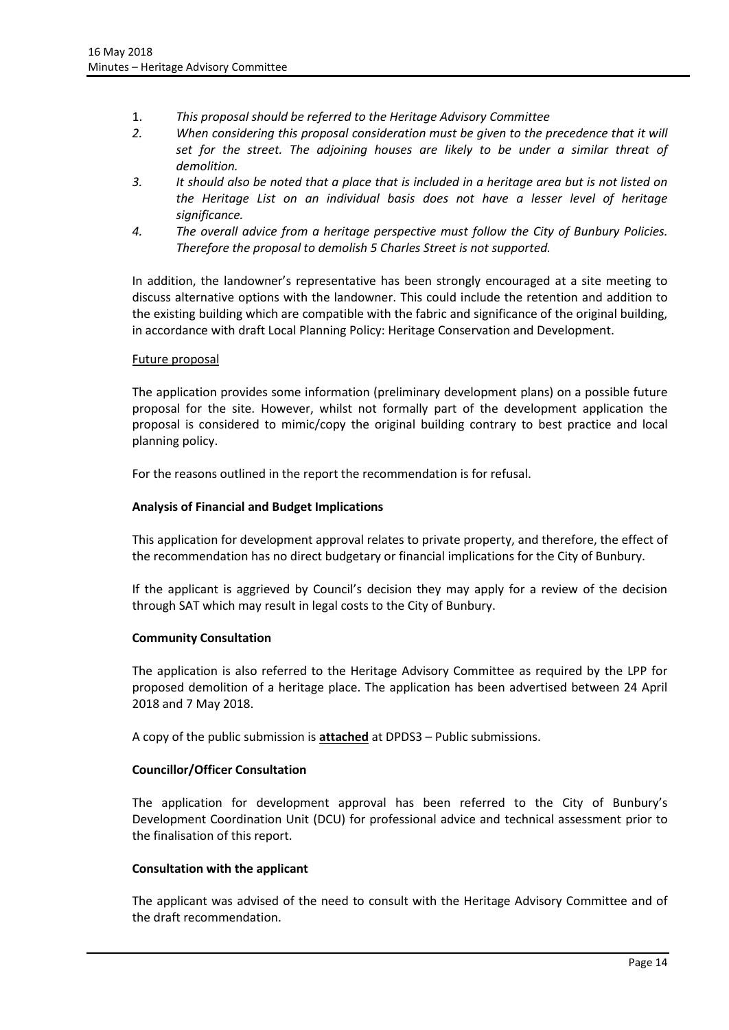1. *This proposal should be referred to the Heritage Advisory Committee*
2. *When considering this proposal consideration must be given to the precedence that it will set for the street. The adjoining houses are likely to be under a similar threat of demolition.*
3. *It should also be noted that a place that is included in a heritage area but is not listed on the Heritage List on an individual basis does not have a lesser level of heritage significance.*
4. *The overall advice from a heritage perspective must follow the City of Bunbury Policies. Therefore the proposal to demolish 5 Charles Street is not supported.*

In addition, the landowner's representative has been strongly encouraged at a site meeting to discuss alternative options with the landowner. This could include the retention and addition to the existing building which are compatible with the fabric and significance of the original building, in accordance with draft Local Planning Policy: Heritage Conservation and Development.

<u>Future proposal</u>

The application provides some information (preliminary development plans) on a possible future proposal for the site. However, whilst not formally part of the development application the proposal is considered to mimic/copy the original building contrary to best practice and local planning policy.

For the reasons outlined in the report the recommendation is for refusal.

**Analysis of Financial and Budget Implications**

This application for development approval relates to private property, and therefore, the effect of the recommendation has no direct budgetary or financial implications for the City of Bunbury.

If the applicant is aggrieved by Council's decision they may apply for a review of the decision through SAT which may result in legal costs to the City of Bunbury.

**Community Consultation**

The application is also referred to the Heritage Advisory Committee as required by the LPP for proposed demolition of a heritage place. The application has been advertised between 24 April 2018 and 7 May 2018.

A copy of the public submission is **<u>attached</u>** at DPDS3 – Public submissions.

**Councillor/Officer Consultation**

The application for development approval has been referred to the City of Bunbury's Development Coordination Unit (DCU) for professional advice and technical assessment prior to the finalisation of this report.

**Consultation with the applicant**

The applicant was advised of the need to consult with the Heritage Advisory Committee and of the draft recommendation.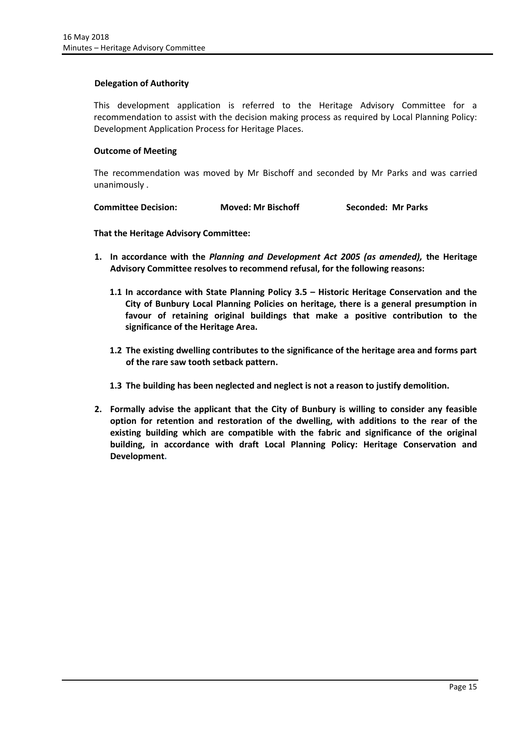**Delegation of Authority**

This development application is referred to the Heritage Advisory Committee for a recommendation to assist with the decision making process as required by Local Planning Policy: Development Application Process for Heritage Places.

**Outcome of Meeting**

The recommendation was moved by Mr Bischoff and seconded by Mr Parks and was carried unanimously .

**Committee Decision:** **Moved: Mr Bischoff** **Seconded: Mr Parks**

**That the Heritage Advisory Committee:**

1. **In accordance with the *Planning and Development Act 2005 (as amended),* the Heritage Advisory Committee resolves to recommend refusal, for the following reasons:**

   **1.1 In accordance with State Planning Policy 3.5 – Historic Heritage Conservation and the City of Bunbury Local Planning Policies on heritage, there is a general presumption in favour of retaining original buildings that make a positive contribution to the significance of the Heritage Area.**

   **1.2 The existing dwelling contributes to the significance of the heritage area and forms part of the rare saw tooth setback pattern.**

   **1.3 The building has been neglected and neglect is not a reason to justify demolition.**

2. **Formally advise the applicant that the City of Bunbury is willing to consider any feasible option for retention and restoration of the dwelling, with additions to the rear of the existing building which are compatible with the fabric and significance of the original building, in accordance with draft Local Planning Policy: Heritage Conservation and Development.**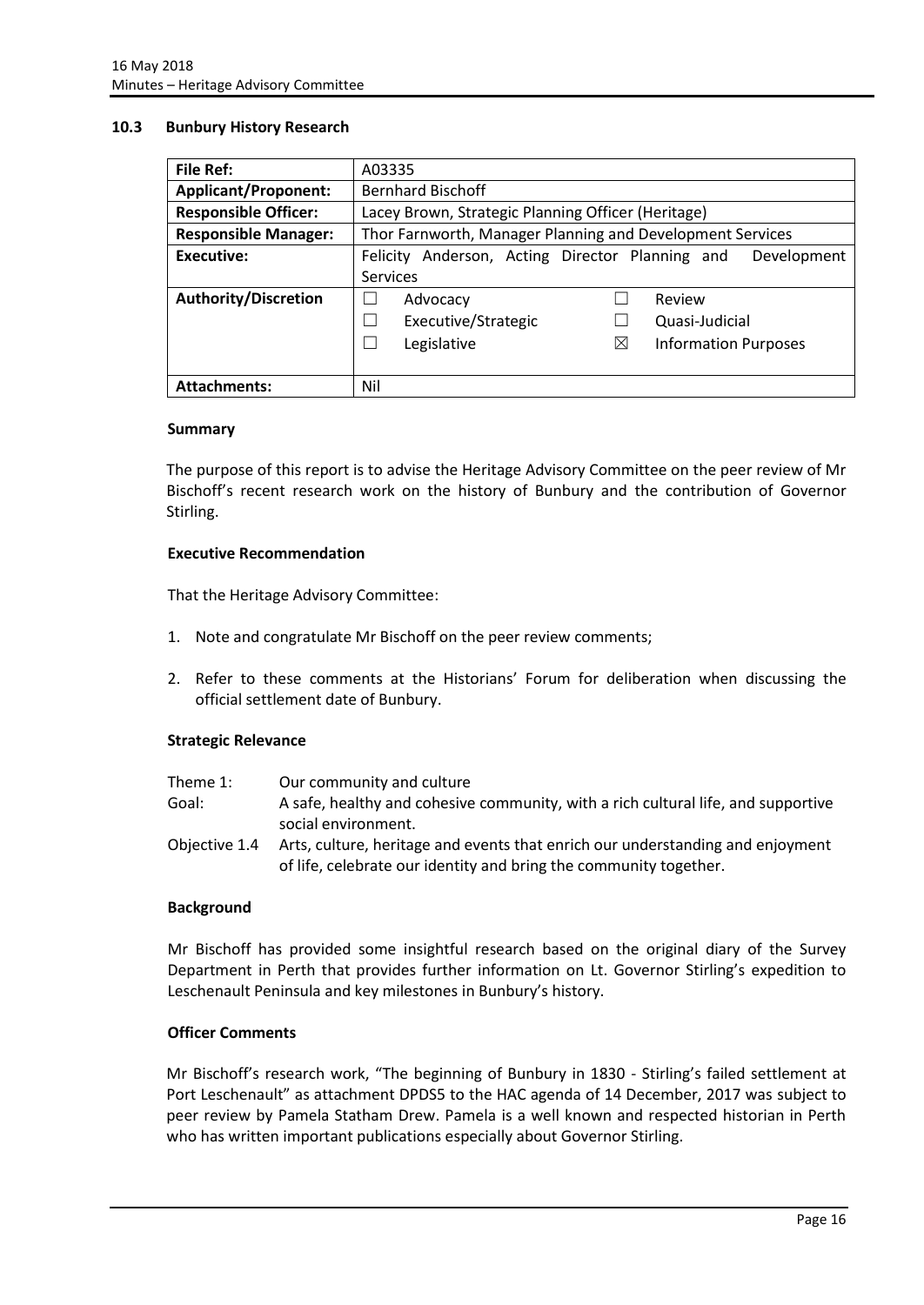## 10.3 Bunbury History Research

| **File Ref:** | A03335 |
|---|---|
| **Applicant/Proponent:** | Bernhard Bischoff |
| **Responsible Officer:** | Lacey Brown, Strategic Planning Officer (Heritage) |
| **Responsible Manager:** | Thor Farnworth, Manager Planning and Development Services |
| **Executive:** | Felicity Anderson, Acting Director Planning and Development Services |
| **Authority/Discretion** | ☐ Advocacy ☐ Review<br>☐ Executive/Strategic ☐ Quasi-Judicial<br>☐ Legislative ☒ Information Purposes |
| **Attachments:** | Nil |

### Summary

The purpose of this report is to advise the Heritage Advisory Committee on the peer review of Mr Bischoff's recent research work on the history of Bunbury and the contribution of Governor Stirling.

### Executive Recommendation

That the Heritage Advisory Committee:

1. Note and congratulate Mr Bischoff on the peer review comments;

2. Refer to these comments at the Historians' Forum for deliberation when discussing the official settlement date of Bunbury.

### Strategic Relevance

| | |
|---|---|
| Theme 1: | Our community and culture |
| Goal: | A safe, healthy and cohesive community, with a rich cultural life, and supportive social environment. |
| Objective 1.4 | Arts, culture, heritage and events that enrich our understanding and enjoyment of life, celebrate our identity and bring the community together. |

### Background

Mr Bischoff has provided some insightful research based on the original diary of the Survey Department in Perth that provides further information on Lt. Governor Stirling's expedition to Leschenault Peninsula and key milestones in Bunbury's history.

### Officer Comments

Mr Bischoff's research work, "The beginning of Bunbury in 1830 - Stirling's failed settlement at Port Leschenault" as attachment DPDS5 to the HAC agenda of 14 December, 2017 was subject to peer review by Pamela Statham Drew. Pamela is a well known and respected historian in Perth who has written important publications especially about Governor Stirling.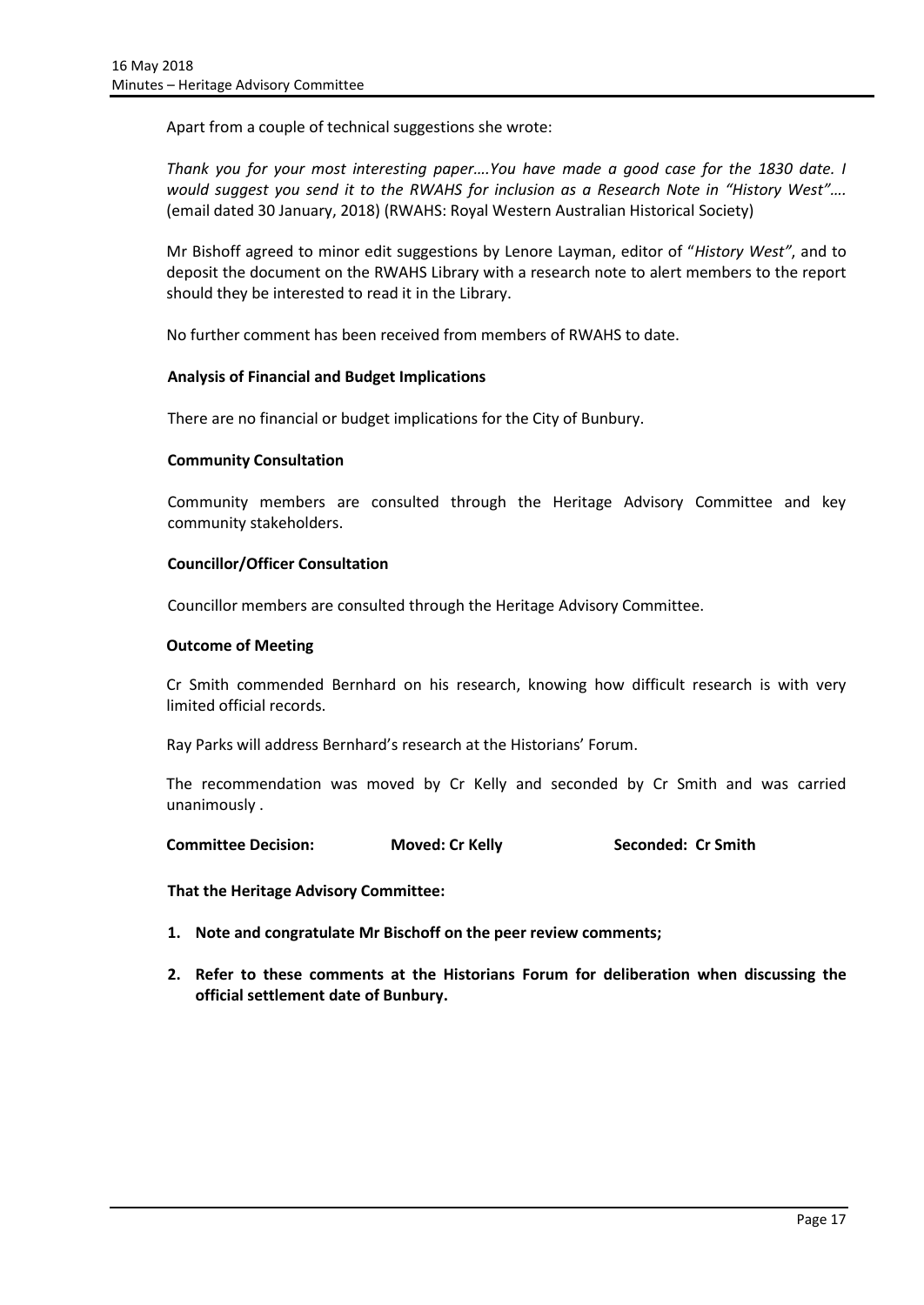Apart from a couple of technical suggestions she wrote:

*Thank you for your most interesting paper….You have made a good case for the 1830 date. I would suggest you send it to the RWAHS for inclusion as a Research Note in "History West"….* (email dated 30 January, 2018) (RWAHS: Royal Western Australian Historical Society)

Mr Bishoff agreed to minor edit suggestions by Lenore Layman, editor of "*History West"*, and to deposit the document on the RWAHS Library with a research note to alert members to the report should they be interested to read it in the Library.

No further comment has been received from members of RWAHS to date.

**Analysis of Financial and Budget Implications**

There are no financial or budget implications for the City of Bunbury.

**Community Consultation**

Community members are consulted through the Heritage Advisory Committee and key community stakeholders.

**Councillor/Officer Consultation**

Councillor members are consulted through the Heritage Advisory Committee.

**Outcome of Meeting**

Cr Smith commended Bernhard on his research, knowing how difficult research is with very limited official records.

Ray Parks will address Bernhard's research at the Historians' Forum.

The recommendation was moved by Cr Kelly and seconded by Cr Smith and was carried unanimously .

**Committee Decision: Moved: Cr Kelly Seconded: Cr Smith**

**That the Heritage Advisory Committee:**

1. **Note and congratulate Mr Bischoff on the peer review comments;**
2. **Refer to these comments at the Historians Forum for deliberation when discussing the official settlement date of Bunbury.**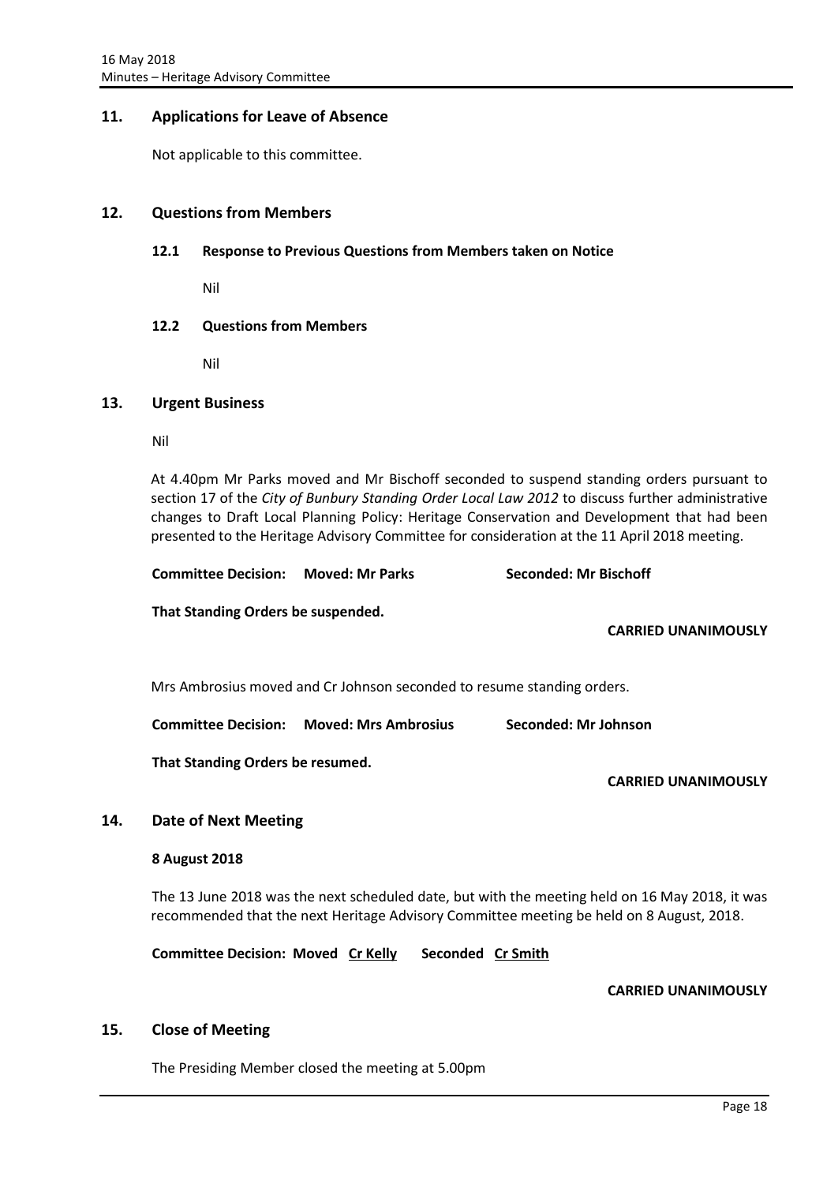## 11. Applications for Leave of Absence

Not applicable to this committee.

## 12. Questions from Members

### 12.1 Response to Previous Questions from Members taken on Notice

Nil

### 12.2 Questions from Members

Nil

## 13. Urgent Business

Nil

At 4.40pm Mr Parks moved and Mr Bischoff seconded to suspend standing orders pursuant to section 17 of the *City of Bunbury Standing Order Local Law 2012* to discuss further administrative changes to Draft Local Planning Policy: Heritage Conservation and Development that had been presented to the Heritage Advisory Committee for consideration at the 11 April 2018 meeting.

**Committee Decision: Moved: Mr Parks Seconded: Mr Bischoff**

**That Standing Orders be suspended.**

**CARRIED UNANIMOUSLY**

Mrs Ambrosius moved and Cr Johnson seconded to resume standing orders.

**Committee Decision: Moved: Mrs Ambrosius Seconded: Mr Johnson**

**That Standing Orders be resumed.**

**CARRIED UNANIMOUSLY**

## 14. Date of Next Meeting

**8 August 2018**

The 13 June 2018 was the next scheduled date, but with the meeting held on 16 May 2018, it was recommended that the next Heritage Advisory Committee meeting be held on 8 August, 2018.

**Committee Decision: Moved Cr Kelly Seconded Cr Smith**

**CARRIED UNANIMOUSLY**

## 15. Close of Meeting

The Presiding Member closed the meeting at 5.00pm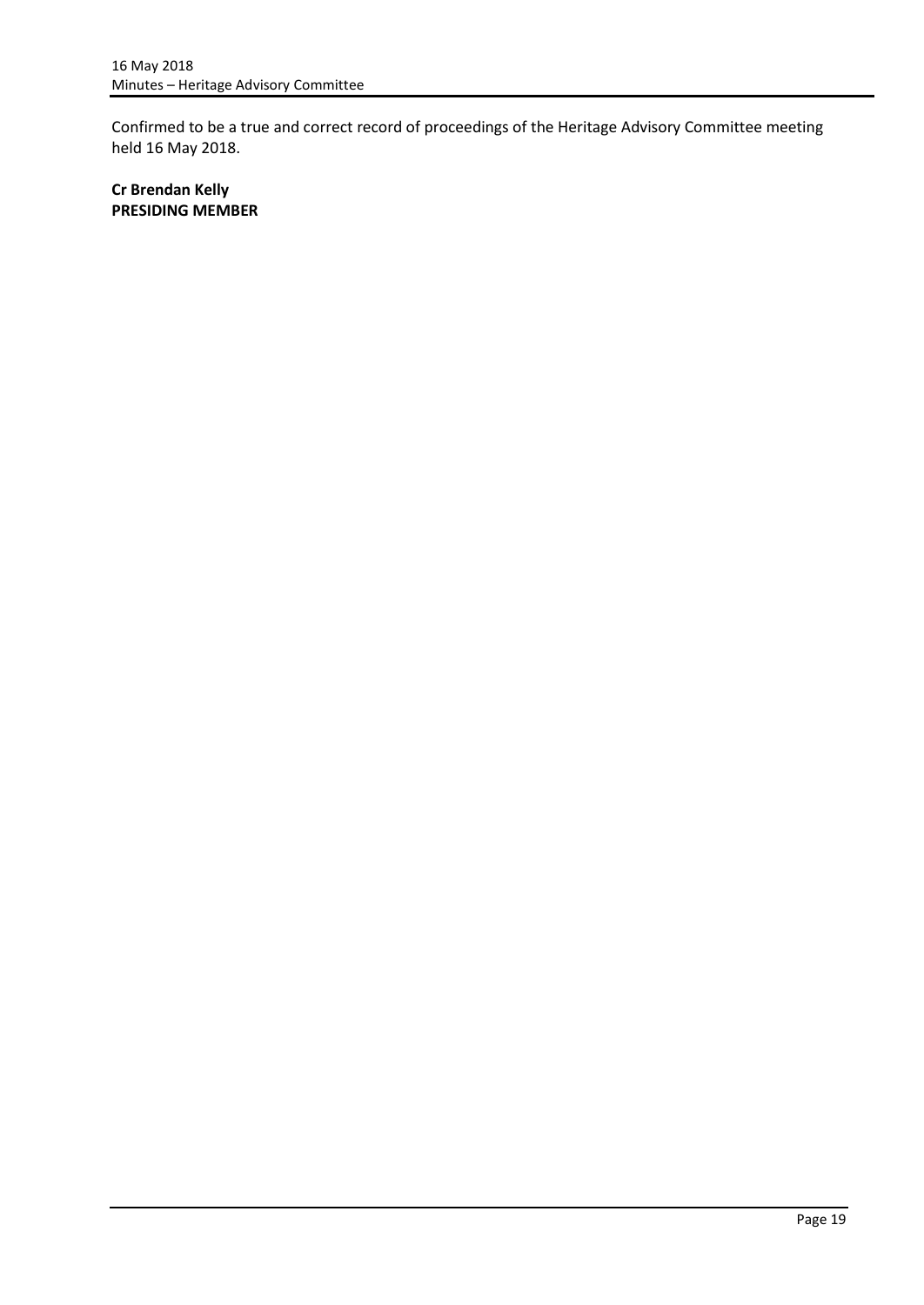Confirmed to be a true and correct record of proceedings of the Heritage Advisory Committee meeting held 16 May 2018.

**Cr Brendan Kelly**
**PRESIDING MEMBER**